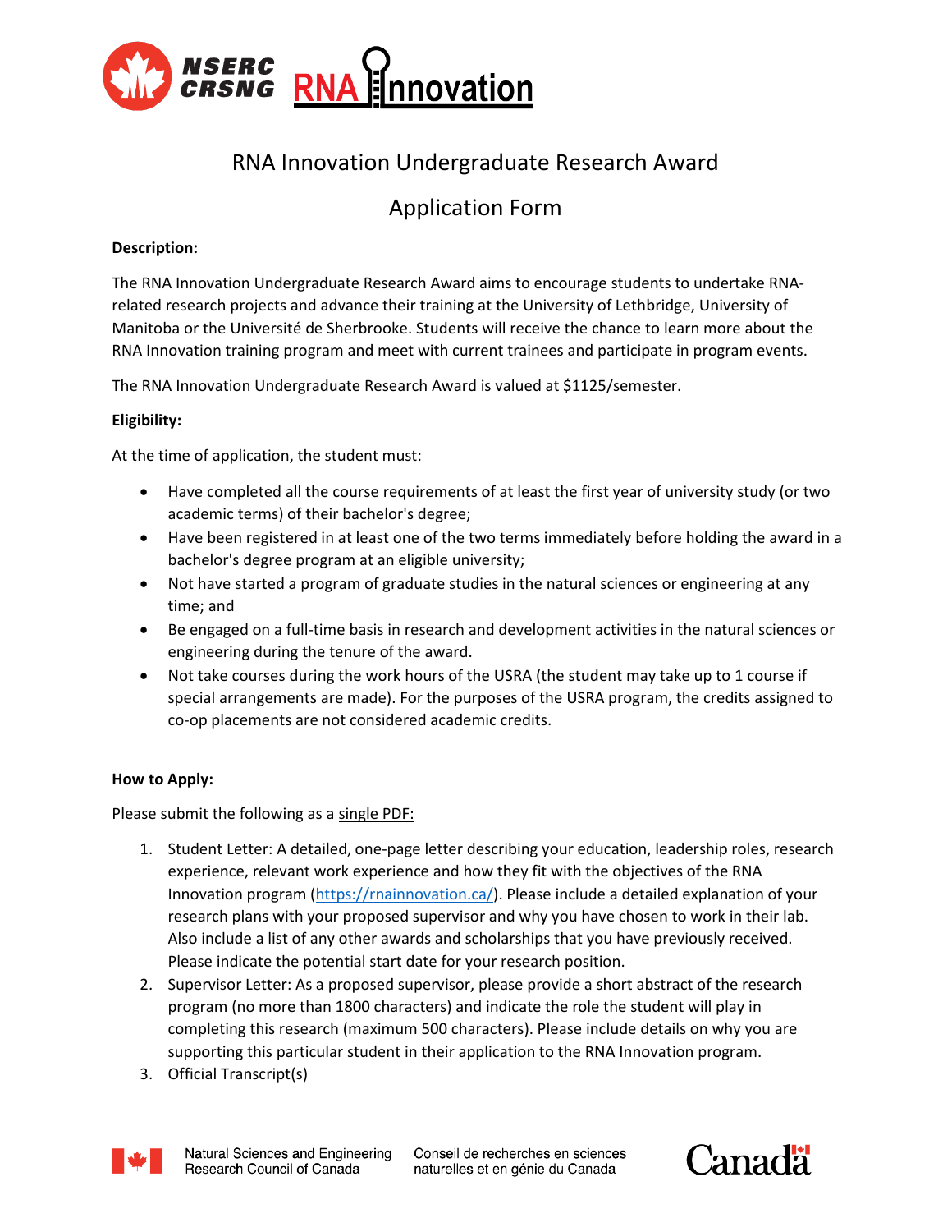# RNA Innovation Undergraduate Research Award

## Application Form

**Description:**

The RNA Innovation Undergraduate Research Award aims to encourage students to undertake RNA-related research projects and advance their training at the University of Lethbridge, University of Manitoba or the Université de Sherbrooke. Students will receive the chance to learn more about the RNA Innovation training program and meet with current trainees and participate in program events.

The RNA Innovation Undergraduate Research Award is valued at $1125/semester.

**Eligibility:**

At the time of application, the student must:

- Have completed all the course requirements of at least the first year of university study (or two academic terms) of their bachelor's degree;
- Have been registered in at least one of the two terms immediately before holding the award in a bachelor's degree program at an eligible university;
- Not have started a program of graduate studies in the natural sciences or engineering at any time; and
- Be engaged on a full-time basis in research and development activities in the natural sciences or engineering during the tenure of the award.
- Not take courses during the work hours of the USRA (the student may take up to 1 course if special arrangements are made). For the purposes of the USRA program, the credits assigned to co-op placements are not considered academic credits.

**How to Apply:**

Please submit the following as a single PDF:

1. Student Letter: A detailed, one-page letter describing your education, leadership roles, research experience, relevant work experience and how they fit with the objectives of the RNA Innovation program (https://rnainnovation.ca/). Please include a detailed explanation of your research plans with your proposed supervisor and why you have chosen to work in their lab. Also include a list of any other awards and scholarships that you have previously received. Please indicate the potential start date for your research position.
2. Supervisor Letter: As a proposed supervisor, please provide a short abstract of the research program (no more than 1800 characters) and indicate the role the student will play in completing this research (maximum 500 characters). Please include details on why you are supporting this particular student in their application to the RNA Innovation program.
3. Official Transcript(s)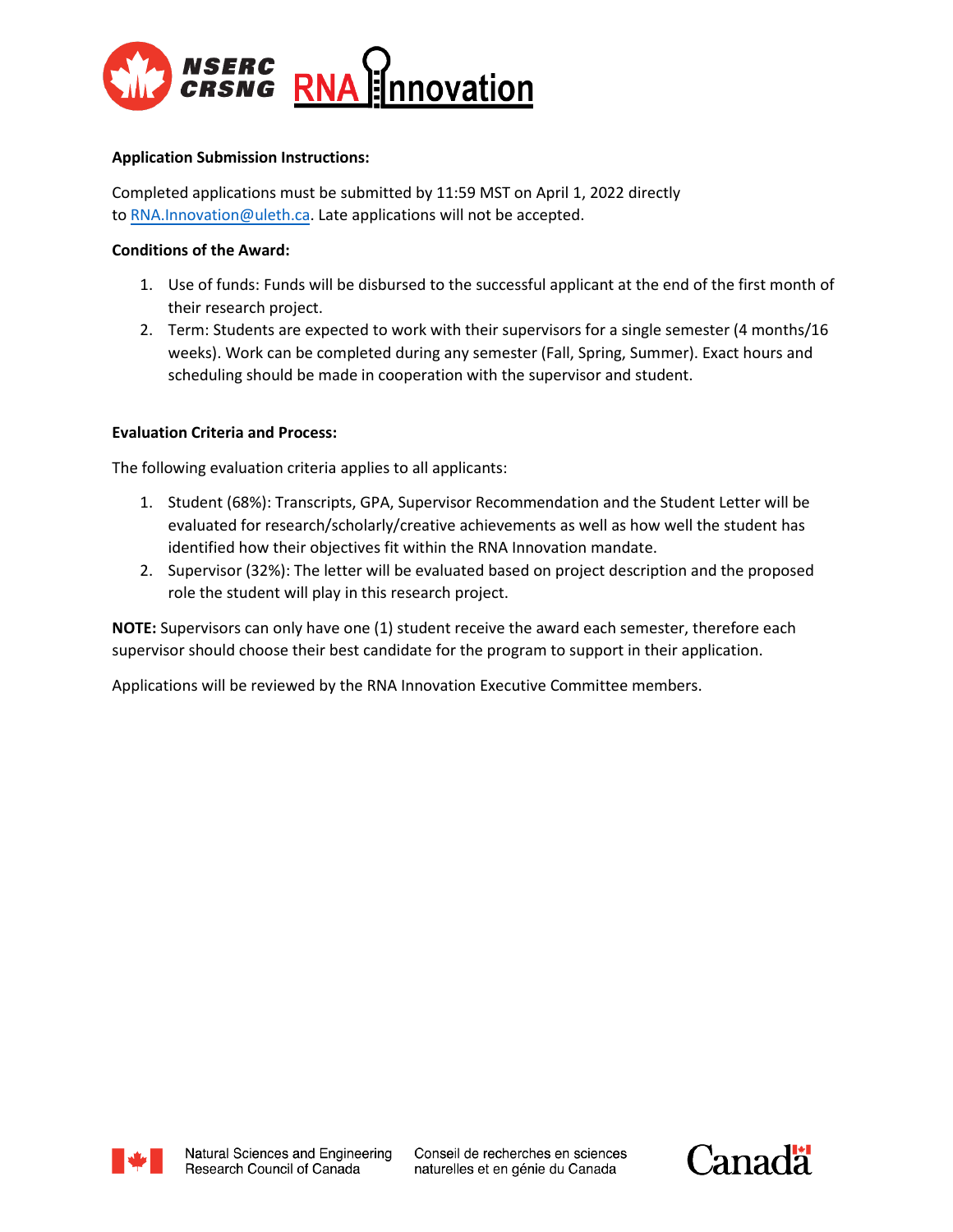**Application Submission Instructions:**

Completed applications must be submitted by 11:59 MST on April 1, 2022 directly to RNA.Innovation@uleth.ca. Late applications will not be accepted.

**Conditions of the Award:**

1. Use of funds: Funds will be disbursed to the successful applicant at the end of the first month of their research project.
2. Term: Students are expected to work with their supervisors for a single semester (4 months/16 weeks). Work can be completed during any semester (Fall, Spring, Summer). Exact hours and scheduling should be made in cooperation with the supervisor and student.

**Evaluation Criteria and Process:**

The following evaluation criteria applies to all applicants:

1. Student (68%): Transcripts, GPA, Supervisor Recommendation and the Student Letter will be evaluated for research/scholarly/creative achievements as well as how well the student has identified how their objectives fit within the RNA Innovation mandate.
2. Supervisor (32%): The letter will be evaluated based on project description and the proposed role the student will play in this research project.

**NOTE:** Supervisors can only have one (1) student receive the award each semester, therefore each supervisor should choose their best candidate for the program to support in their application.

Applications will be reviewed by the RNA Innovation Executive Committee members.